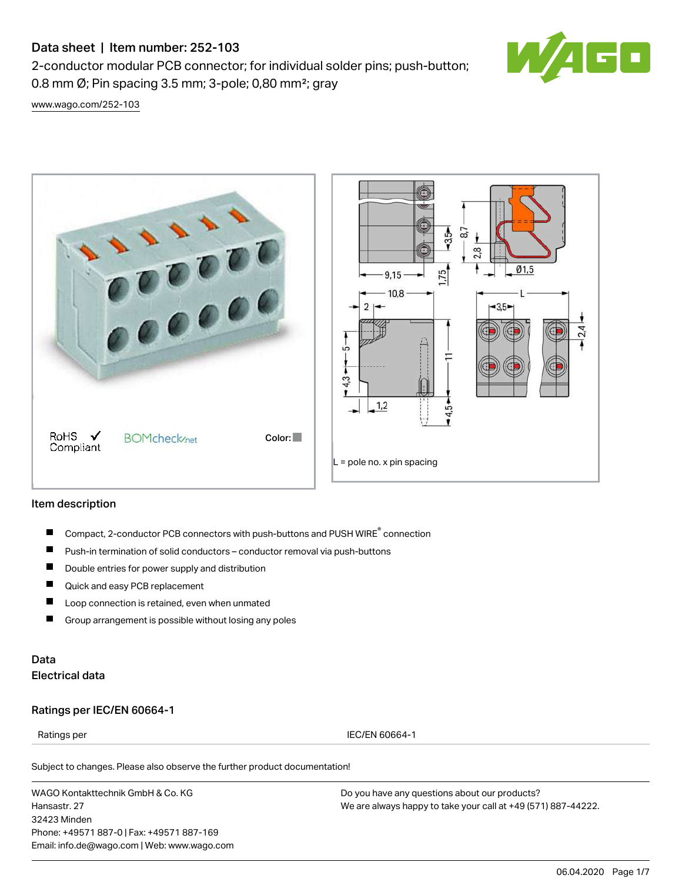# Data sheet | Item number: 252-103

2-conductor modular PCB connector; for individual solder pins; push-button; 0.8 mm Ø; Pin spacing 3.5 mm; 3-pole; 0,80 mm²; gray

www.wago.com/252-103

RoHS Compliant ✓ BOMcheck.net Color:

L = pole no. x pin spacing

## Item description

- Compact, 2-conductor PCB connectors with push-buttons and PUSH WIRE® connection
- Push-in termination of solid conductors – conductor removal via push-buttons
- Double entries for power supply and distribution
- Quick and easy PCB replacement
- Loop connection is retained, even when unmated
- Group arrangement is possible without losing any poles

## Data

### Electrical data

### Ratings per IEC/EN 60664-1

| Ratings per | IEC/EN 60664-1 |
| --- | --- |

Subject to changes. Please also observe the further product documentation!

WAGO Kontakttechnik GmbH & Co. KG
Hansastr. 27
32423 Minden
Phone: +49571 887-0 | Fax: +49571 887-169
Email: info.de@wago.com | Web: www.wago.com

Do you have any questions about our products?
We are always happy to take your call at +49 (571) 887-44222.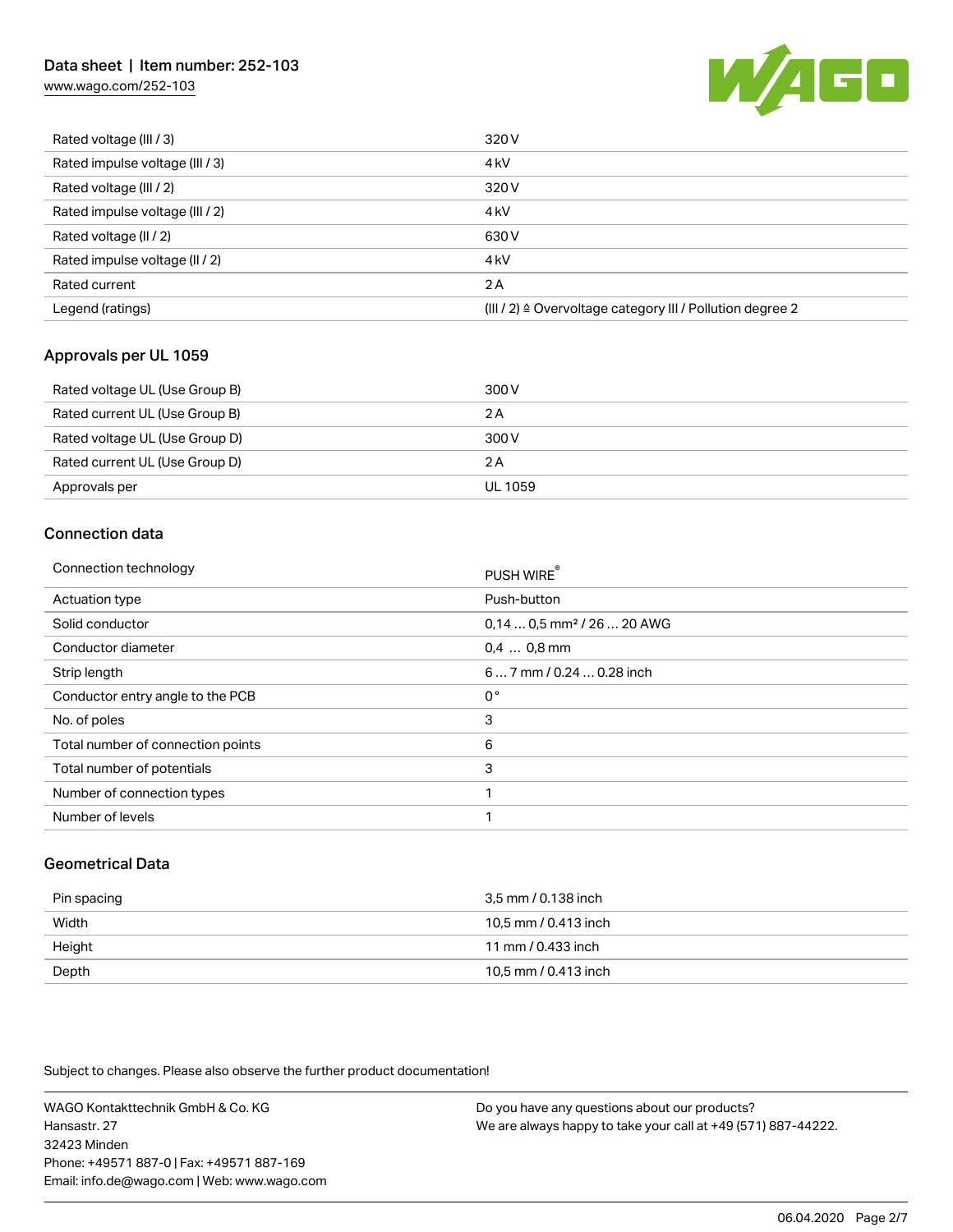| | |
|---|---|
| Rated voltage (III / 3) | 320 V |
| Rated impulse voltage (III / 3) | 4 kV |
| Rated voltage (III / 2) | 320 V |
| Rated impulse voltage (III / 2) | 4 kV |
| Rated voltage (II / 2) | 630 V |
| Rated impulse voltage (II / 2) | 4 kV |
| Rated current | 2 A |
| Legend (ratings) | (III / 2) ≙ Overvoltage category III / Pollution degree 2 |

## Approvals per UL 1059

| | |
|---|---|
| Rated voltage UL (Use Group B) | 300 V |
| Rated current UL (Use Group B) | 2 A |
| Rated voltage UL (Use Group D) | 300 V |
| Rated current UL (Use Group D) | 2 A |
| Approvals per | UL 1059 |

## Connection data

| | |
|---|---|
| Connection technology | PUSH WIRE® |
| Actuation type | Push-button |
| Solid conductor | 0,14 … 0,5 mm² / 26 … 20 AWG |
| Conductor diameter | 0,4 … 0,8 mm |
| Strip length | 6 … 7 mm / 0.24 … 0.28 inch |
| Conductor entry angle to the PCB | 0 ° |
| No. of poles | 3 |
| Total number of connection points | 6 |
| Total number of potentials | 3 |
| Number of connection types | 1 |
| Number of levels | 1 |

## Geometrical Data

| | |
|---|---|
| Pin spacing | 3,5 mm / 0.138 inch |
| Width | 10,5 mm / 0.413 inch |
| Height | 11 mm / 0.433 inch |
| Depth | 10,5 mm / 0.413 inch |

Subject to changes. Please also observe the further product documentation!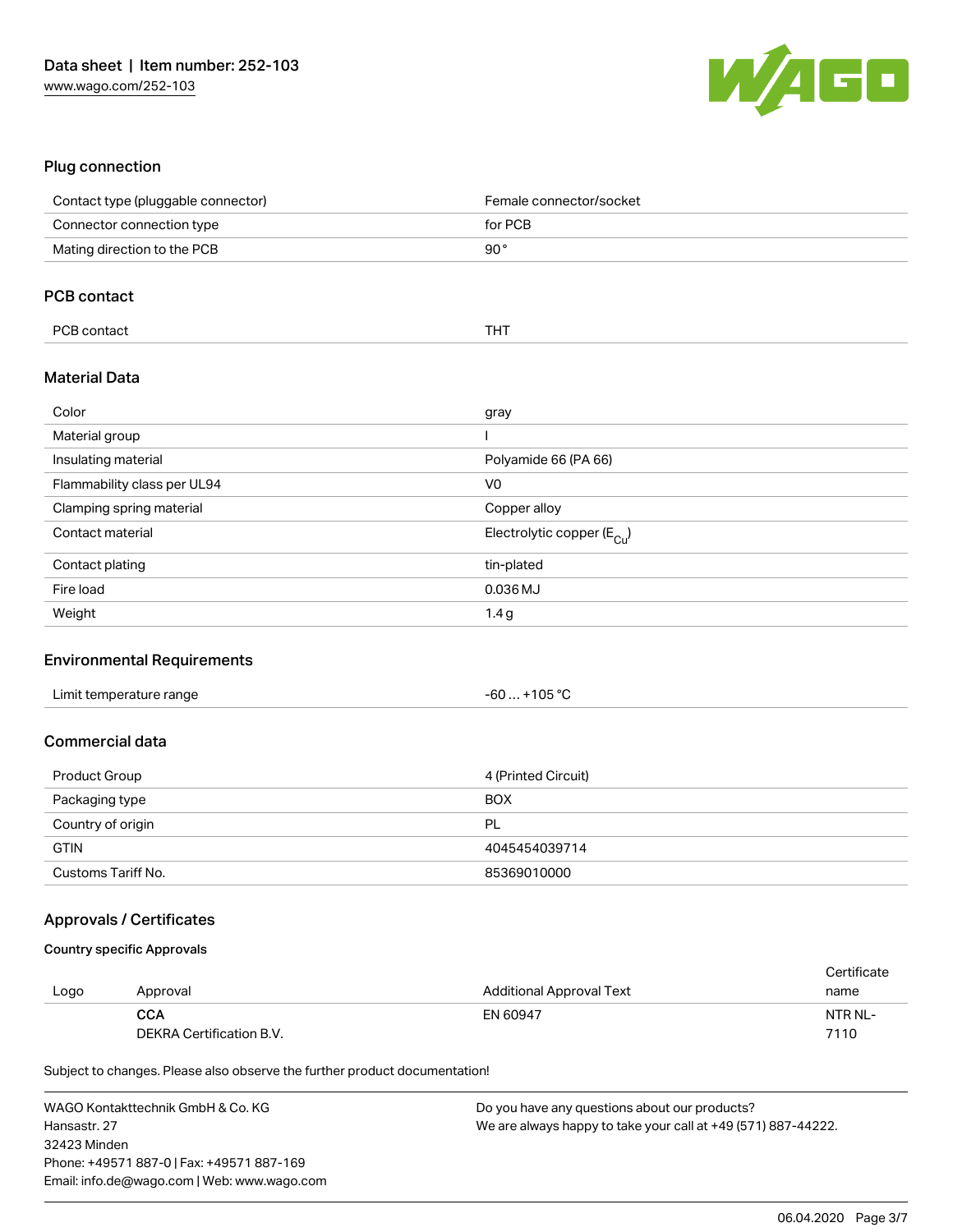## Plug connection

| | |
|---|---|
| Contact type (pluggable connector) | Female connector/socket |
| Connector connection type | for PCB |
| Mating direction to the PCB | 90° |

## PCB contact

| | |
|---|---|
| PCB contact | THT |

## Material Data

| | |
|---|---|
| Color | gray |
| Material group | I |
| Insulating material | Polyamide 66 (PA 66) |
| Flammability class per UL94 | V0 |
| Clamping spring material | Copper alloy |
| Contact material | Electrolytic copper ($E_{Cu}$) |
| Contact plating | tin-plated |
| Fire load | 0.036 MJ |
| Weight | 1.4 g |

## Environmental Requirements

| | |
|---|---|
| Limit temperature range | -60 … +105 °C |

## Commercial data

| | |
|---|---|
| Product Group | 4 (Printed Circuit) |
| Packaging type | BOX |
| Country of origin | PL |
| GTIN | 4045454039714 |
| Customs Tariff No. | 85369010000 |

## Approvals / Certificates

### Country specific Approvals

| Logo | Approval | Additional Approval Text | Certificate name |
|---|---|---|---|
| | **CCA**<br>DEKRA Certification B.V. | EN 60947 | NTR NL-7110 |

Subject to changes. Please also observe the further product documentation!

WAGO Kontakttechnik GmbH & Co. KG
Hansastr. 27
32423 Minden
Phone: +49571 887-0 | Fax: +49571 887-169
Email: info.de@wago.com | Web: www.wago.com

Do you have any questions about our products?
We are always happy to take your call at +49 (571) 887-44222.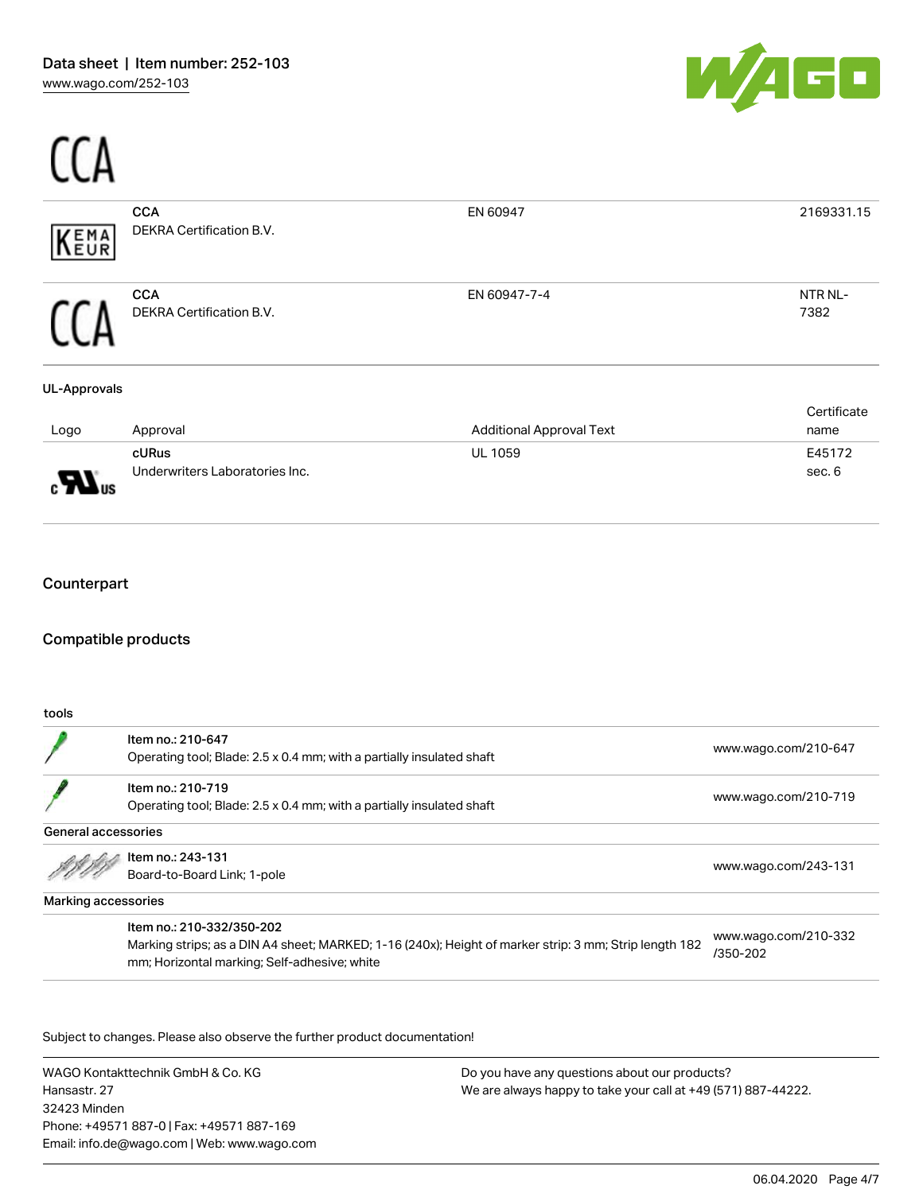# CCA

| Logo | Approval | Additional Approval Text | Certificate name |
| --- | --- | --- | --- |
| KEMA EUR | **CCA** DEKRA Certification B.V. | EN 60947 | 2169331.15 |
| CCA | **CCA** DEKRA Certification B.V. | EN 60947-7-4 | NTR NL-7382 |

**UL-Approvals**

| Logo | Approval | Additional Approval Text | Certificate name |
| --- | --- | --- | --- |
| cULus | **cURus** Underwriters Laboratories Inc. | UL 1059 | E45172 sec. 6 |

## Counterpart

## Compatible products

**tools**

| | | |
| --- | --- | --- |
| | **Item no.: 210-647** Operating tool; Blade: 2.5 x 0.4 mm; with a partially insulated shaft | www.wago.com/210-647 |
| | **Item no.: 210-719** Operating tool; Blade: 2.5 x 0.4 mm; with a partially insulated shaft | www.wago.com/210-719 |

**General accessories**

| | | |
| --- | --- | --- |
| | **Item no.: 243-131** Board-to-Board Link; 1-pole | www.wago.com/243-131 |

**Marking accessories**

| | | |
| --- | --- | --- |
| | **Item no.: 210-332/350-202** Marking strips; as a DIN A4 sheet; MARKED; 1-16 (240x); Height of marker strip: 3 mm; Strip length 182 mm; Horizontal marking; Self-adhesive; white | www.wago.com/210-332/350-202 |

Subject to changes. Please also observe the further product documentation!

WAGO Kontakttechnik GmbH & Co. KG
Hansastr. 27
32423 Minden
Phone: +49571 887-0 | Fax: +49571 887-169
Email: info.de@wago.com | Web: www.wago.com

Do you have any questions about our products?
We are always happy to take your call at +49 (571) 887-44222.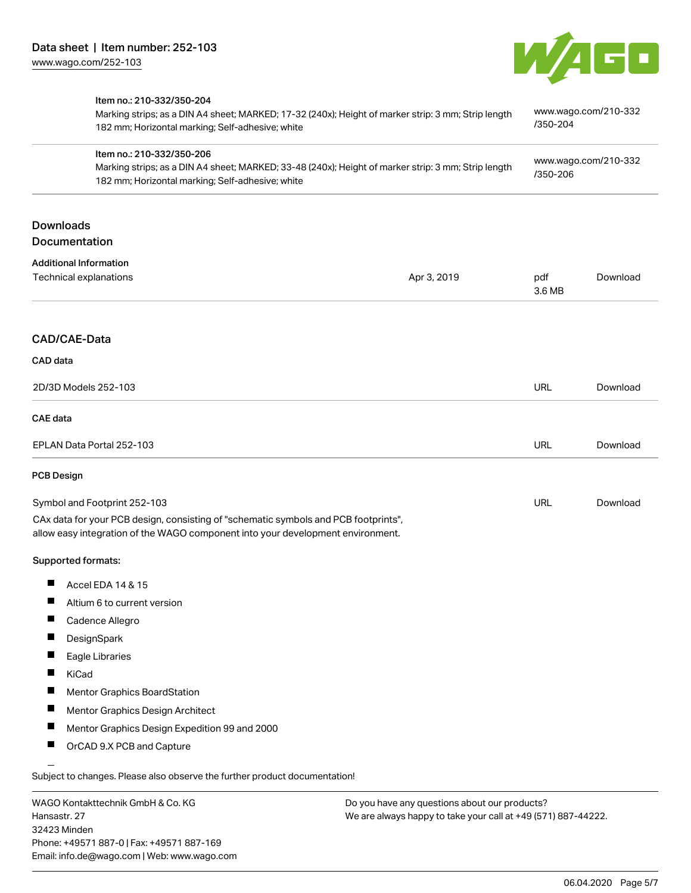| | Item no.: 210-332/350-204<br>Marking strips; as a DIN A4 sheet; MARKED; 17-32 (240x); Height of marker strip: 3 mm; Strip length 182 mm; Horizontal marking; Self-adhesive; white | www.wago.com/210-332/350-204 |
|---|---|---|
| | Item no.: 210-332/350-206<br>Marking strips; as a DIN A4 sheet; MARKED; 33-48 (240x); Height of marker strip: 3 mm; Strip length 182 mm; Horizontal marking; Self-adhesive; white | www.wago.com/210-332/350-206 |

## Downloads
## Documentation

**Additional Information**

| | | | |
|---|---|---|---|
| Technical explanations | Apr 3, 2019 | pdf<br>3.6 MB | Download |

## CAD/CAE-Data

**CAD data**

| | | |
|---|---|---|
| 2D/3D Models 252-103 | URL | Download |

**CAE data**

| | | |
|---|---|---|
| EPLAN Data Portal 252-103 | URL | Download |

**PCB Design**

| | | |
|---|---|---|
| Symbol and Footprint 252-103 | URL | Download |

CAx data for your PCB design, consisting of "schematic symbols and PCB footprints", allow easy integration of the WAGO component into your development environment.

**Supported formats:**

- Accel EDA 14 & 15
- Altium 6 to current version
- Cadence Allegro
- DesignSpark
- Eagle Libraries
- KiCad
- Mentor Graphics BoardStation
- Mentor Graphics Design Architect
- Mentor Graphics Design Expedition 99 and 2000
- OrCAD 9.X PCB and Capture

Subject to changes. Please also observe the further product documentation!

WAGO Kontakttechnik GmbH & Co. KG
Hansastr. 27
32423 Minden
Phone: +49571 887-0 | Fax: +49571 887-169
Email: info.de@wago.com | Web: www.wago.com

Do you have any questions about our products?
We are always happy to take your call at +49 (571) 887-44222.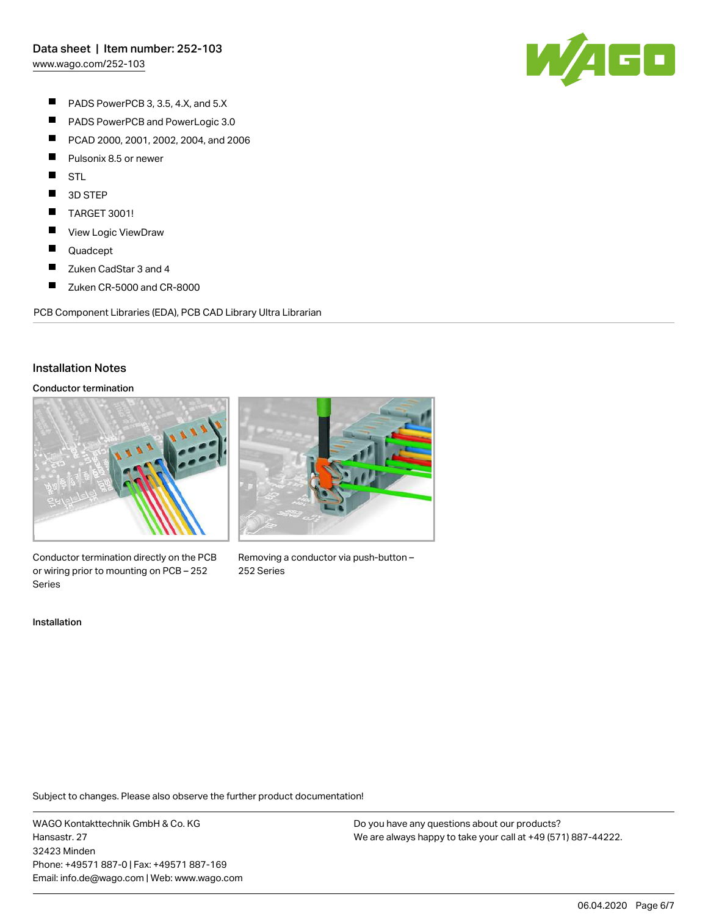- PADS PowerPCB 3, 3.5, 4.X, and 5.X
- PADS PowerPCB and PowerLogic 3.0
- PCAD 2000, 2001, 2002, 2004, and 2006
- Pulsonix 8.5 or newer
- STL
- 3D STEP
- TARGET 3001!
- View Logic ViewDraw
- Quadcept
- Zuken CadStar 3 and 4
- Zuken CR-5000 and CR-8000

PCB Component Libraries (EDA), PCB CAD Library Ultra Librarian

## Installation Notes

### Conductor termination

Conductor termination directly on the PCB or wiring prior to mounting on PCB – 252 Series

Removing a conductor via push-button – 252 Series

### Installation

Subject to changes. Please also observe the further product documentation!

WAGO Kontakttechnik GmbH & Co. KG
Hansastr. 27
32423 Minden
Phone: +49571 887-0 | Fax: +49571 887-169
Email: info.de@wago.com | Web: www.wago.com

Do you have any questions about our products?
We are always happy to take your call at +49 (571) 887-44222.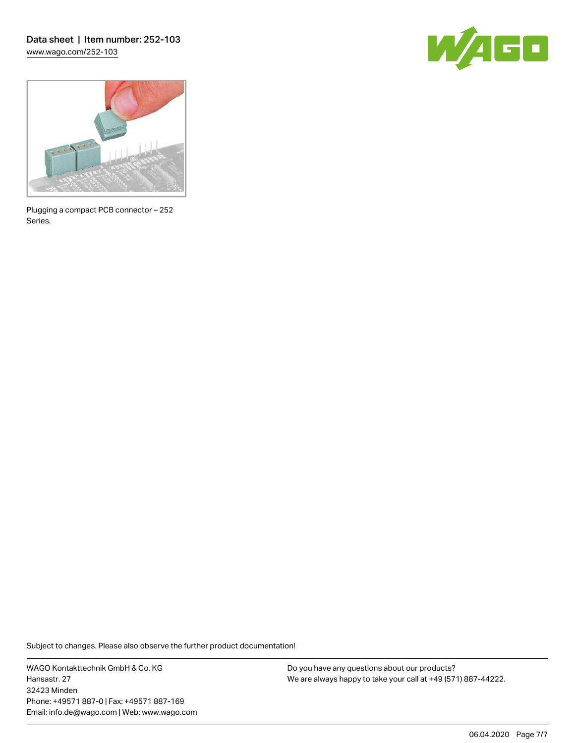Plugging a compact PCB connector – 252 Series.

Subject to changes. Please also observe the further product documentation!

WAGO Kontakttechnik GmbH & Co. KG
Hansastr. 27
32423 Minden
Phone: +49571 887-0 | Fax: +49571 887-169
Email: info.de@wago.com | Web: www.wago.com

Do you have any questions about our products?
We are always happy to take your call at +49 (571) 887-44222.